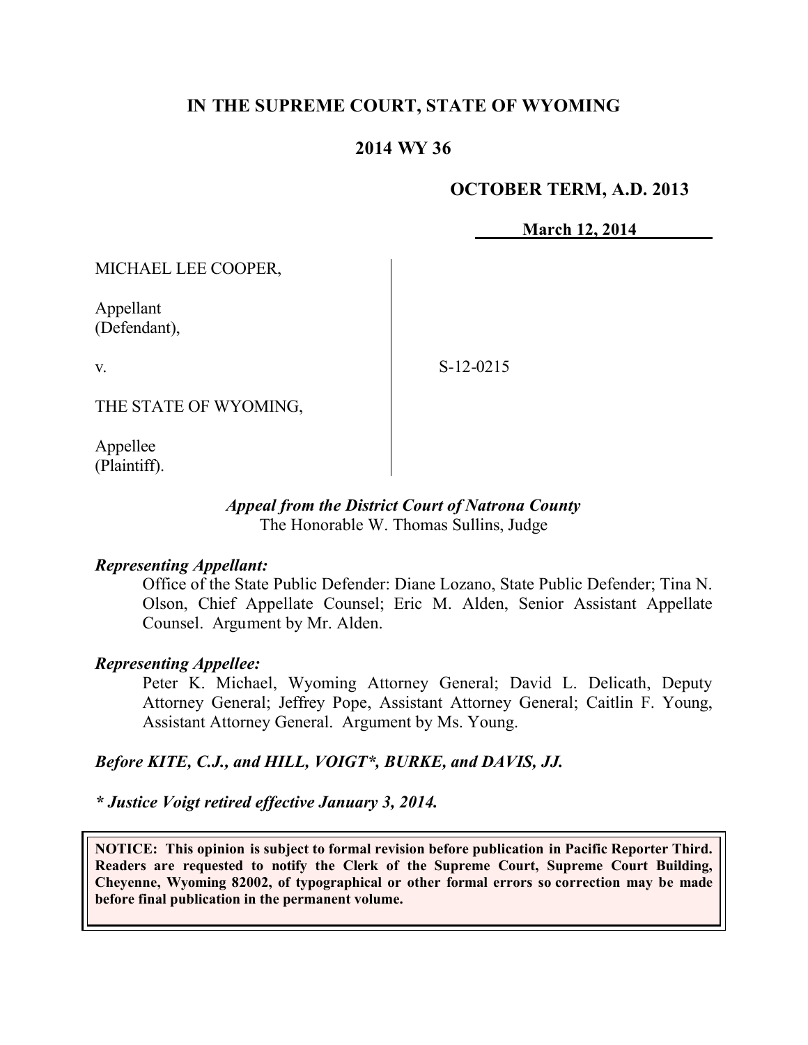# IN THE SUPREME COURT, STATE OF WYOMING

## 2014 WY 36

**OCTOBER TERM, A.D. 2013**

**March 12, 2014**

| | |
|---|---|
| MICHAEL LEE COOPER,<br><br>Appellant<br>(Defendant),<br><br>v.<br><br>THE STATE OF WYOMING,<br><br>Appellee<br>(Plaintiff). | S-12-0215 |

*Appeal from the District Court of Natrona County*
The Honorable W. Thomas Sullins, Judge

***Representing Appellant:***

Office of the State Public Defender: Diane Lozano, State Public Defender; Tina N. Olson, Chief Appellate Counsel; Eric M. Alden, Senior Assistant Appellate Counsel. Argument by Mr. Alden.

***Representing Appellee:***

Peter K. Michael, Wyoming Attorney General; David L. Delicath, Deputy Attorney General; Jeffrey Pope, Assistant Attorney General; Caitlin F. Young, Assistant Attorney General. Argument by Ms. Young.

***Before KITE, C.J., and HILL, VOIGT\*, BURKE, and DAVIS, JJ.***

***\* Justice Voigt retired effective January 3, 2014.***

**NOTICE: This opinion is subject to formal revision before publication in Pacific Reporter Third. Readers are requested to notify the Clerk of the Supreme Court, Supreme Court Building, Cheyenne, Wyoming 82002, of typographical or other formal errors so correction may be made before final publication in the permanent volume.**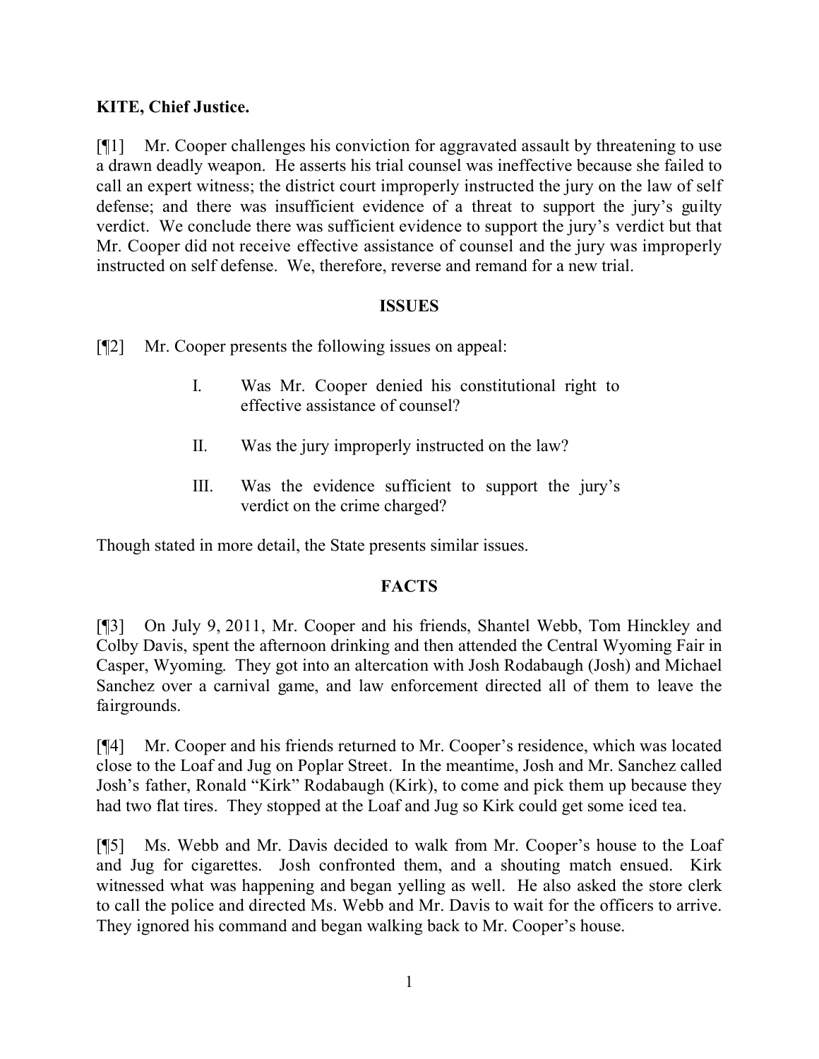**KITE, Chief Justice.**

[¶1] Mr. Cooper challenges his conviction for aggravated assault by threatening to use a drawn deadly weapon. He asserts his trial counsel was ineffective because she failed to call an expert witness; the district court improperly instructed the jury on the law of self defense; and there was insufficient evidence of a threat to support the jury's guilty verdict. We conclude there was sufficient evidence to support the jury's verdict but that Mr. Cooper did not receive effective assistance of counsel and the jury was improperly instructed on self defense. We, therefore, reverse and remand for a new trial.

## ISSUES

[¶2] Mr. Cooper presents the following issues on appeal:

> I. Was Mr. Cooper denied his constitutional right to effective assistance of counsel?
>
> II. Was the jury improperly instructed on the law?
>
> III. Was the evidence sufficient to support the jury's verdict on the crime charged?

Though stated in more detail, the State presents similar issues.

## FACTS

[¶3] On July 9, 2011, Mr. Cooper and his friends, Shantel Webb, Tom Hinckley and Colby Davis, spent the afternoon drinking and then attended the Central Wyoming Fair in Casper, Wyoming. They got into an altercation with Josh Rodabaugh (Josh) and Michael Sanchez over a carnival game, and law enforcement directed all of them to leave the fairgrounds.

[¶4] Mr. Cooper and his friends returned to Mr. Cooper's residence, which was located close to the Loaf and Jug on Poplar Street. In the meantime, Josh and Mr. Sanchez called Josh's father, Ronald "Kirk" Rodabaugh (Kirk), to come and pick them up because they had two flat tires. They stopped at the Loaf and Jug so Kirk could get some iced tea.

[¶5] Ms. Webb and Mr. Davis decided to walk from Mr. Cooper's house to the Loaf and Jug for cigarettes. Josh confronted them, and a shouting match ensued. Kirk witnessed what was happening and began yelling as well. He also asked the store clerk to call the police and directed Ms. Webb and Mr. Davis to wait for the officers to arrive. They ignored his command and began walking back to Mr. Cooper's house.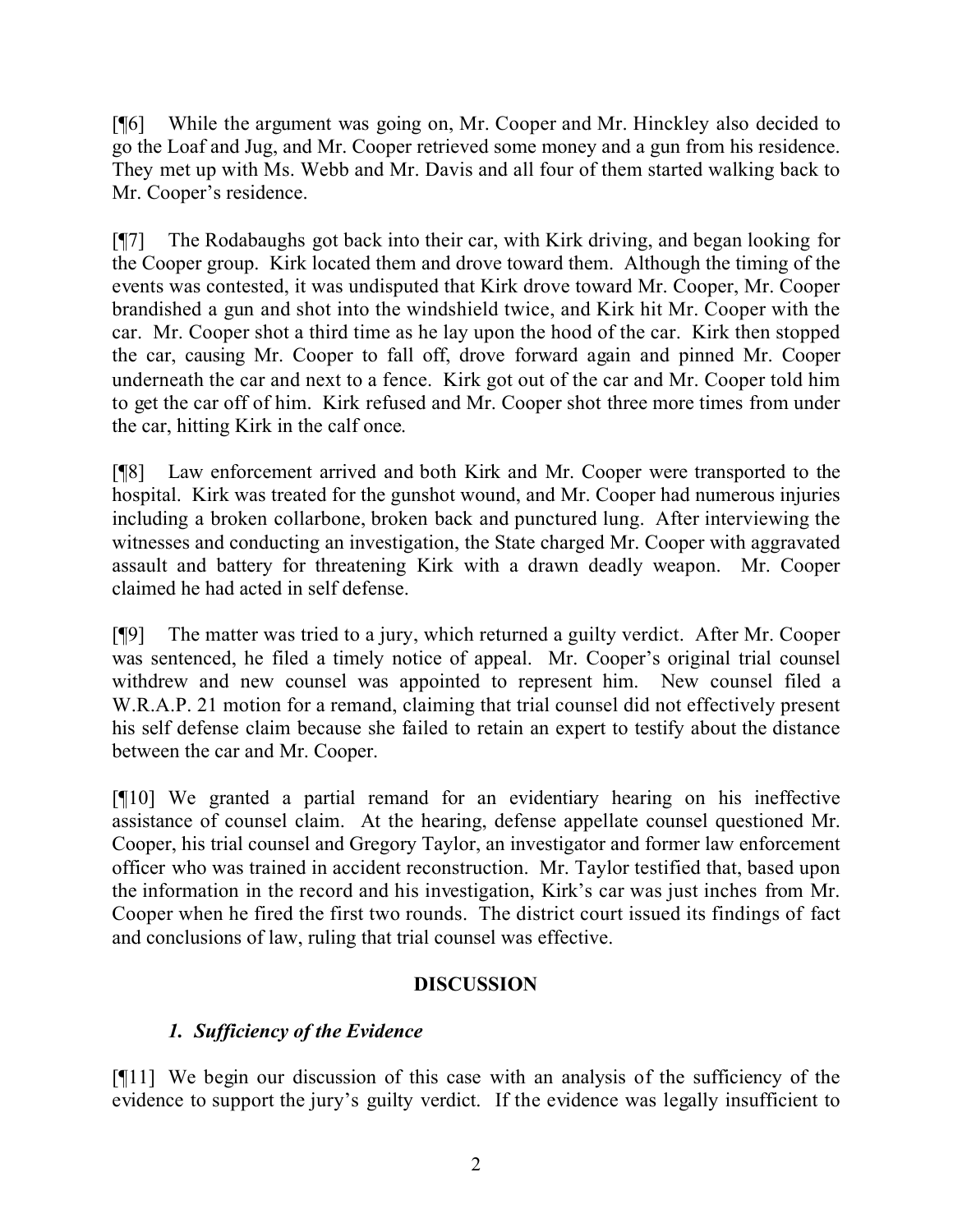[¶6] While the argument was going on, Mr. Cooper and Mr. Hinckley also decided to go the Loaf and Jug, and Mr. Cooper retrieved some money and a gun from his residence. They met up with Ms. Webb and Mr. Davis and all four of them started walking back to Mr. Cooper's residence.

[¶7] The Rodabaughs got back into their car, with Kirk driving, and began looking for the Cooper group. Kirk located them and drove toward them. Although the timing of the events was contested, it was undisputed that Kirk drove toward Mr. Cooper, Mr. Cooper brandished a gun and shot into the windshield twice, and Kirk hit Mr. Cooper with the car. Mr. Cooper shot a third time as he lay upon the hood of the car. Kirk then stopped the car, causing Mr. Cooper to fall off, drove forward again and pinned Mr. Cooper underneath the car and next to a fence. Kirk got out of the car and Mr. Cooper told him to get the car off of him. Kirk refused and Mr. Cooper shot three more times from under the car, hitting Kirk in the calf once.

[¶8] Law enforcement arrived and both Kirk and Mr. Cooper were transported to the hospital. Kirk was treated for the gunshot wound, and Mr. Cooper had numerous injuries including a broken collarbone, broken back and punctured lung. After interviewing the witnesses and conducting an investigation, the State charged Mr. Cooper with aggravated assault and battery for threatening Kirk with a drawn deadly weapon. Mr. Cooper claimed he had acted in self defense.

[¶9] The matter was tried to a jury, which returned a guilty verdict. After Mr. Cooper was sentenced, he filed a timely notice of appeal. Mr. Cooper's original trial counsel withdrew and new counsel was appointed to represent him. New counsel filed a W.R.A.P. 21 motion for a remand, claiming that trial counsel did not effectively present his self defense claim because she failed to retain an expert to testify about the distance between the car and Mr. Cooper.

[¶10] We granted a partial remand for an evidentiary hearing on his ineffective assistance of counsel claim. At the hearing, defense appellate counsel questioned Mr. Cooper, his trial counsel and Gregory Taylor, an investigator and former law enforcement officer who was trained in accident reconstruction. Mr. Taylor testified that, based upon the information in the record and his investigation, Kirk's car was just inches from Mr. Cooper when he fired the first two rounds. The district court issued its findings of fact and conclusions of law, ruling that trial counsel was effective.

## DISCUSSION

### *1. Sufficiency of the Evidence*

[¶11] We begin our discussion of this case with an analysis of the sufficiency of the evidence to support the jury's guilty verdict. If the evidence was legally insufficient to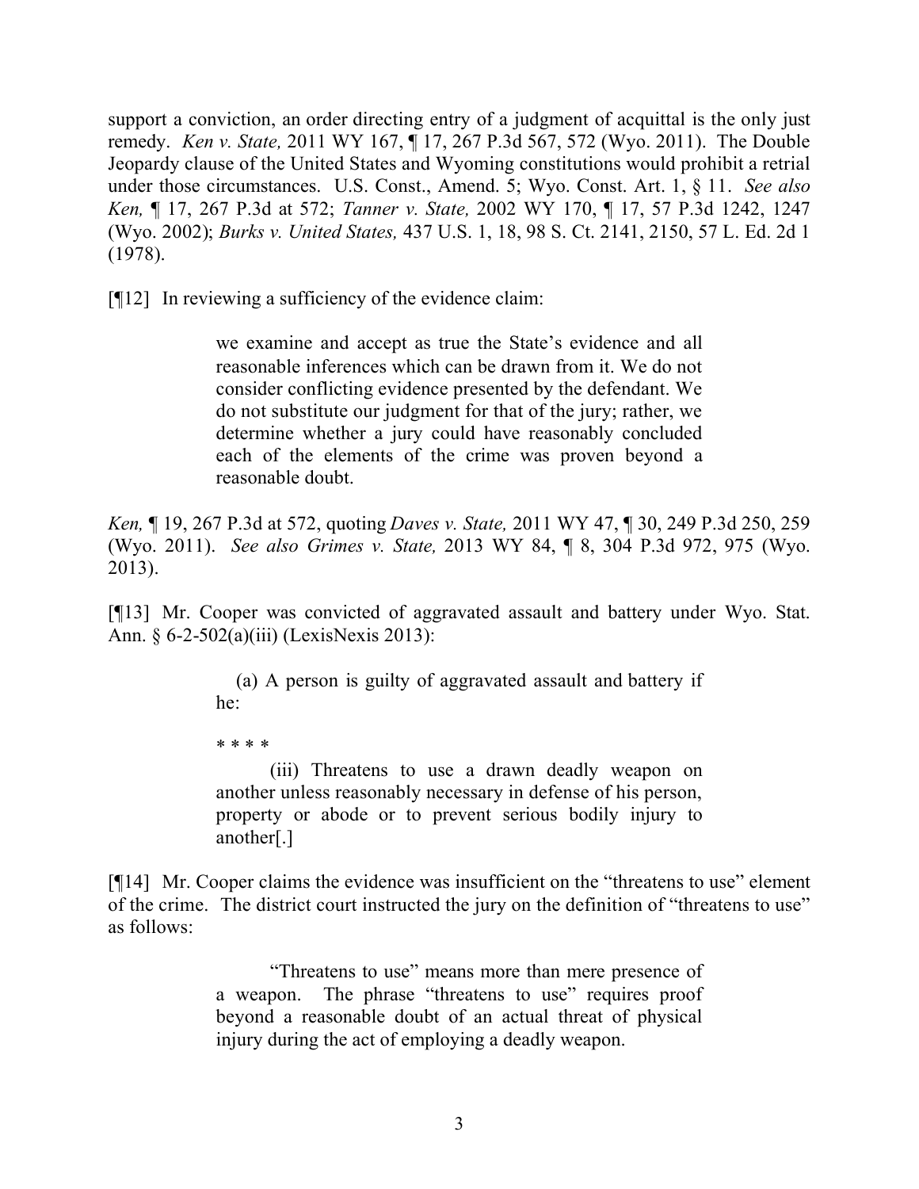support a conviction, an order directing entry of a judgment of acquittal is the only just remedy. *Ken v. State,* 2011 WY 167, ¶ 17, 267 P.3d 567, 572 (Wyo. 2011). The Double Jeopardy clause of the United States and Wyoming constitutions would prohibit a retrial under those circumstances. U.S. Const., Amend. 5; Wyo. Const. Art. 1, § 11. *See also Ken,* ¶ 17, 267 P.3d at 572; *Tanner v. State,* 2002 WY 170, ¶ 17, 57 P.3d 1242, 1247 (Wyo. 2002); *Burks v. United States,* 437 U.S. 1, 18, 98 S. Ct. 2141, 2150, 57 L. Ed. 2d 1 (1978).

[¶12] In reviewing a sufficiency of the evidence claim:

> we examine and accept as true the State's evidence and all reasonable inferences which can be drawn from it. We do not consider conflicting evidence presented by the defendant. We do not substitute our judgment for that of the jury; rather, we determine whether a jury could have reasonably concluded each of the elements of the crime was proven beyond a reasonable doubt.

*Ken,* ¶ 19, 267 P.3d at 572, quoting *Daves v. State,* 2011 WY 47, ¶ 30, 249 P.3d 250, 259 (Wyo. 2011). *See also Grimes v. State,* 2013 WY 84, ¶ 8, 304 P.3d 972, 975 (Wyo. 2013).

[¶13] Mr. Cooper was convicted of aggravated assault and battery under Wyo. Stat. Ann. § 6-2-502(a)(iii) (LexisNexis 2013):

> (a) A person is guilty of aggravated assault and battery if he:
>
> * * * *
>
> (iii) Threatens to use a drawn deadly weapon on another unless reasonably necessary in defense of his person, property or abode or to prevent serious bodily injury to another[.]

[¶14] Mr. Cooper claims the evidence was insufficient on the "threatens to use" element of the crime. The district court instructed the jury on the definition of "threatens to use" as follows:

> "Threatens to use" means more than mere presence of a weapon. The phrase "threatens to use" requires proof beyond a reasonable doubt of an actual threat of physical injury during the act of employing a deadly weapon.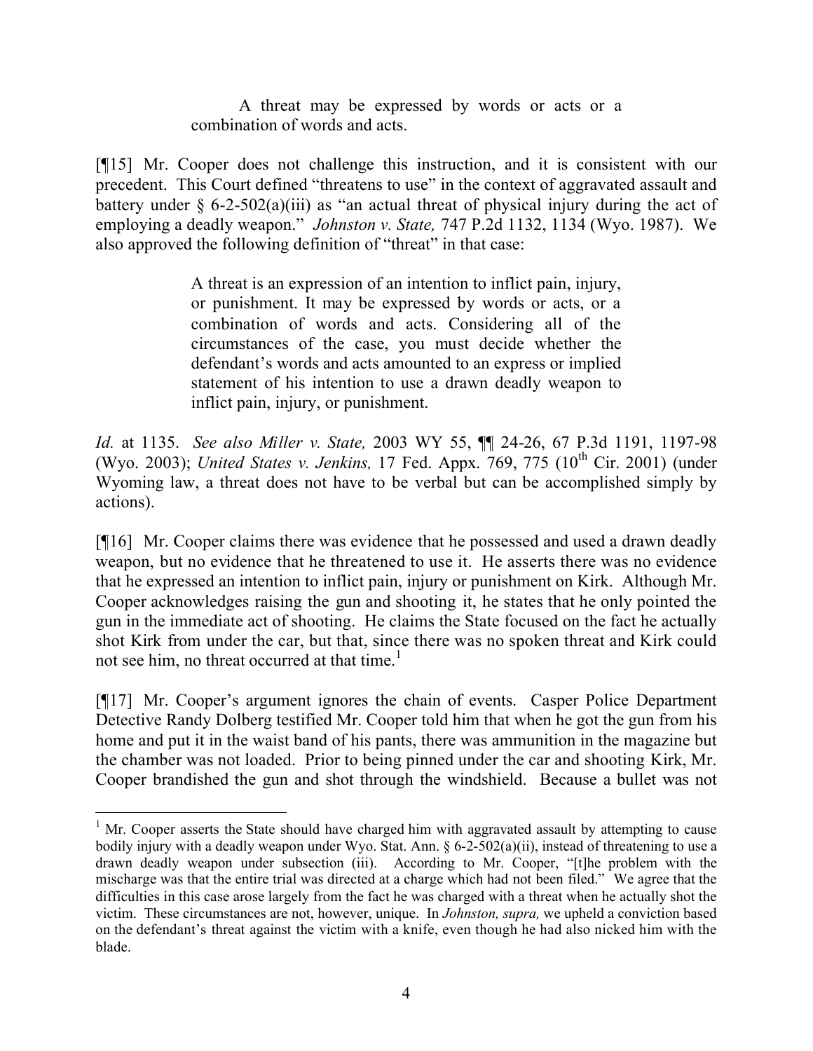> A threat may be expressed by words or acts or a combination of words and acts.

[¶15] Mr. Cooper does not challenge this instruction, and it is consistent with our precedent. This Court defined "threatens to use" in the context of aggravated assault and battery under § 6-2-502(a)(iii) as "an actual threat of physical injury during the act of employing a deadly weapon." *Johnston v. State,* 747 P.2d 1132, 1134 (Wyo. 1987). We also approved the following definition of "threat" in that case:

> A threat is an expression of an intention to inflict pain, injury, or punishment. It may be expressed by words or acts, or a combination of words and acts. Considering all of the circumstances of the case, you must decide whether the defendant's words and acts amounted to an express or implied statement of his intention to use a drawn deadly weapon to inflict pain, injury, or punishment.

*Id.* at 1135. *See also Miller v. State,* 2003 WY 55, ¶¶ 24-26, 67 P.3d 1191, 1197-98 (Wyo. 2003); *United States v. Jenkins,* 17 Fed. Appx. 769, 775 (10th Cir. 2001) (under Wyoming law, a threat does not have to be verbal but can be accomplished simply by actions).

[¶16] Mr. Cooper claims there was evidence that he possessed and used a drawn deadly weapon, but no evidence that he threatened to use it. He asserts there was no evidence that he expressed an intention to inflict pain, injury or punishment on Kirk. Although Mr. Cooper acknowledges raising the gun and shooting it, he states that he only pointed the gun in the immediate act of shooting. He claims the State focused on the fact he actually shot Kirk from under the car, but that, since there was no spoken threat and Kirk could not see him, no threat occurred at that time.[1]

[¶17] Mr. Cooper's argument ignores the chain of events. Casper Police Department Detective Randy Dolberg testified Mr. Cooper told him that when he got the gun from his home and put it in the waist band of his pants, there was ammunition in the magazine but the chamber was not loaded. Prior to being pinned under the car and shooting Kirk, Mr. Cooper brandished the gun and shot through the windshield. Because a bullet was not

---

[1] Mr. Cooper asserts the State should have charged him with aggravated assault by attempting to cause bodily injury with a deadly weapon under Wyo. Stat. Ann. § 6-2-502(a)(ii), instead of threatening to use a drawn deadly weapon under subsection (iii). According to Mr. Cooper, "[t]he problem with the mischarge was that the entire trial was directed at a charge which had not been filed." We agree that the difficulties in this case arose largely from the fact he was charged with a threat when he actually shot the victim. These circumstances are not, however, unique. In *Johnston, supra,* we upheld a conviction based on the defendant's threat against the victim with a knife, even though he had also nicked him with the blade.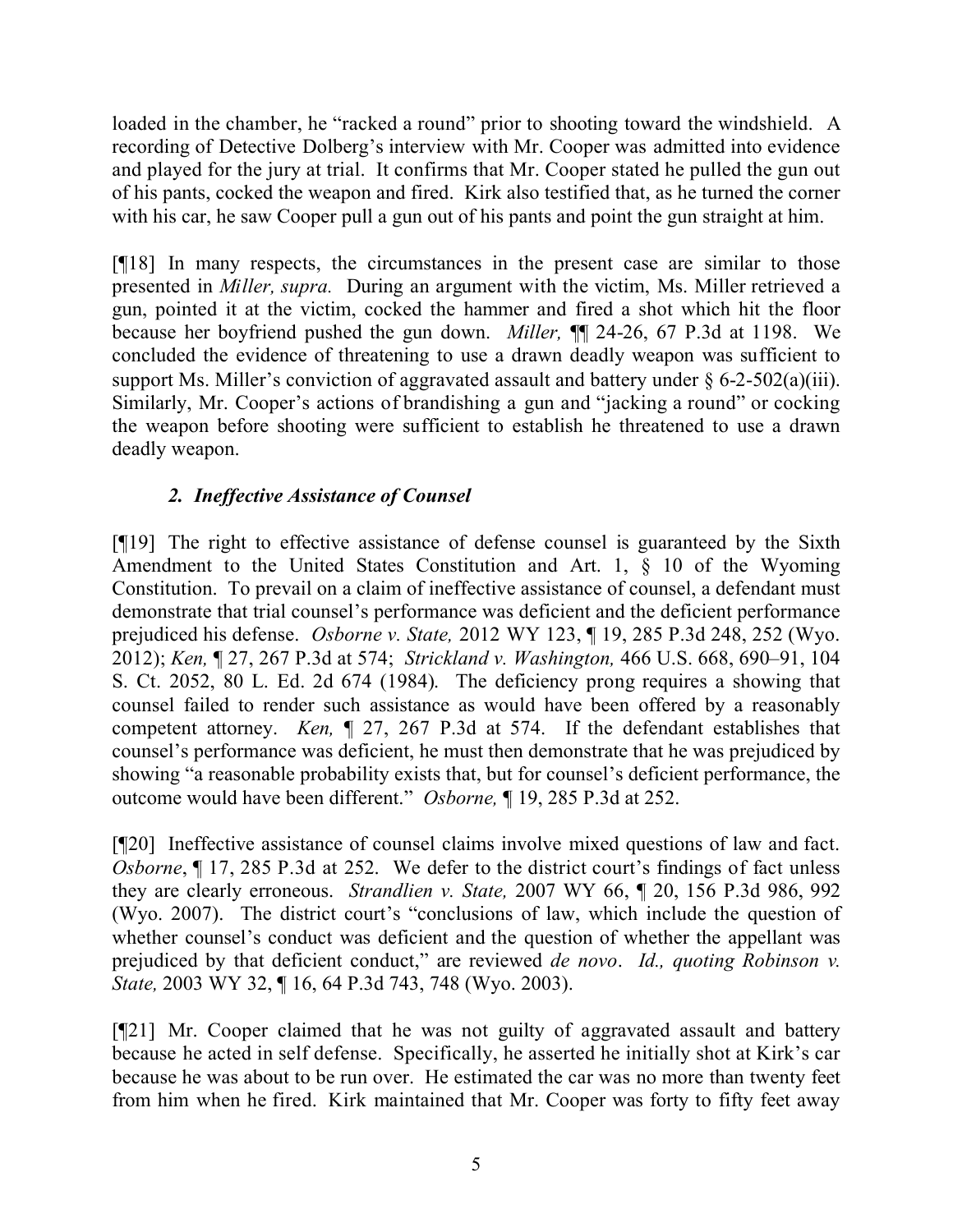loaded in the chamber, he "racked a round" prior to shooting toward the windshield. A recording of Detective Dolberg's interview with Mr. Cooper was admitted into evidence and played for the jury at trial. It confirms that Mr. Cooper stated he pulled the gun out of his pants, cocked the weapon and fired. Kirk also testified that, as he turned the corner with his car, he saw Cooper pull a gun out of his pants and point the gun straight at him.

[¶18] In many respects, the circumstances in the present case are similar to those presented in *Miller, supra.* During an argument with the victim, Ms. Miller retrieved a gun, pointed it at the victim, cocked the hammer and fired a shot which hit the floor because her boyfriend pushed the gun down. *Miller,* ¶¶ 24-26, 67 P.3d at 1198. We concluded the evidence of threatening to use a drawn deadly weapon was sufficient to support Ms. Miller's conviction of aggravated assault and battery under § 6-2-502(a)(iii). Similarly, Mr. Cooper's actions of brandishing a gun and "jacking a round" or cocking the weapon before shooting were sufficient to establish he threatened to use a drawn deadly weapon.

### *2. Ineffective Assistance of Counsel*

[¶19] The right to effective assistance of defense counsel is guaranteed by the Sixth Amendment to the United States Constitution and Art. 1, § 10 of the Wyoming Constitution. To prevail on a claim of ineffective assistance of counsel, a defendant must demonstrate that trial counsel's performance was deficient and the deficient performance prejudiced his defense. *Osborne v. State,* 2012 WY 123, ¶ 19, 285 P.3d 248, 252 (Wyo. 2012); *Ken,* ¶ 27, 267 P.3d at 574; *Strickland v. Washington,* 466 U.S. 668, 690–91, 104 S. Ct. 2052, 80 L. Ed. 2d 674 (1984). The deficiency prong requires a showing that counsel failed to render such assistance as would have been offered by a reasonably competent attorney. *Ken,* ¶ 27, 267 P.3d at 574. If the defendant establishes that counsel's performance was deficient, he must then demonstrate that he was prejudiced by showing "a reasonable probability exists that, but for counsel's deficient performance, the outcome would have been different." *Osborne,* ¶ 19, 285 P.3d at 252.

[¶20] Ineffective assistance of counsel claims involve mixed questions of law and fact. *Osborne*, ¶ 17, 285 P.3d at 252. We defer to the district court's findings of fact unless they are clearly erroneous. *Strandlien v. State,* 2007 WY 66, ¶ 20, 156 P.3d 986, 992 (Wyo. 2007). The district court's "conclusions of law, which include the question of whether counsel's conduct was deficient and the question of whether the appellant was prejudiced by that deficient conduct," are reviewed *de novo*. *Id., quoting Robinson v. State,* 2003 WY 32, ¶ 16, 64 P.3d 743, 748 (Wyo. 2003).

[¶21] Mr. Cooper claimed that he was not guilty of aggravated assault and battery because he acted in self defense. Specifically, he asserted he initially shot at Kirk's car because he was about to be run over. He estimated the car was no more than twenty feet from him when he fired. Kirk maintained that Mr. Cooper was forty to fifty feet away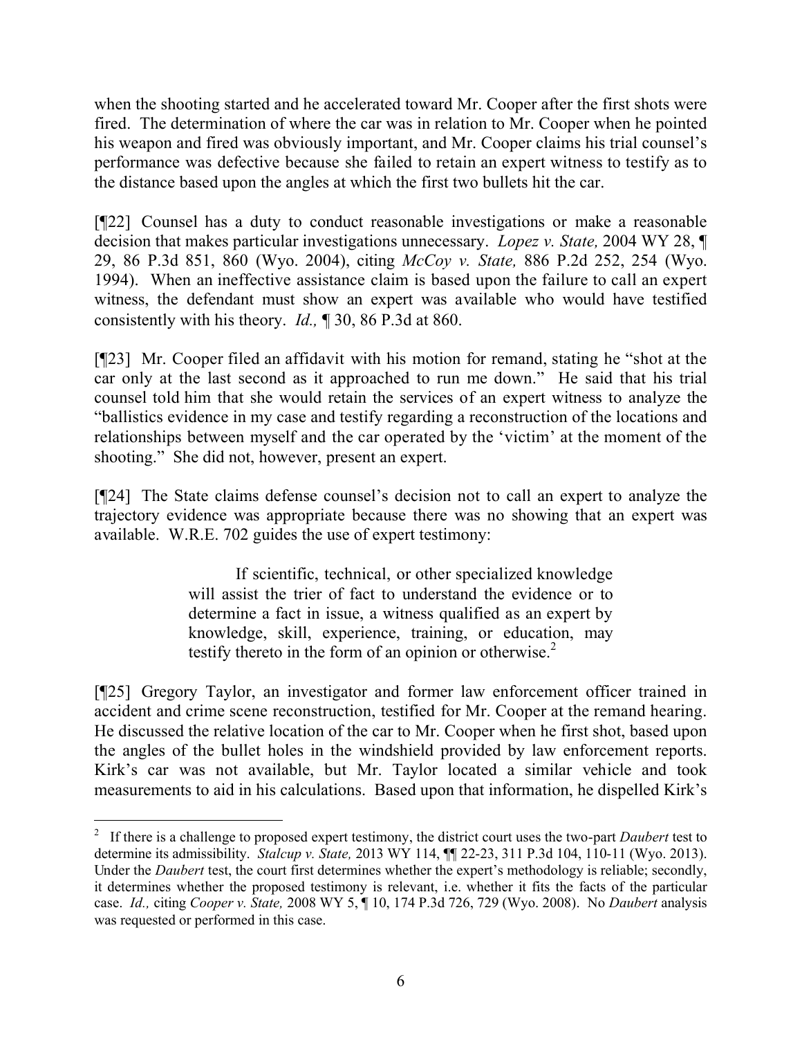when the shooting started and he accelerated toward Mr. Cooper after the first shots were fired. The determination of where the car was in relation to Mr. Cooper when he pointed his weapon and fired was obviously important, and Mr. Cooper claims his trial counsel's performance was defective because she failed to retain an expert witness to testify as to the distance based upon the angles at which the first two bullets hit the car.

[¶22] Counsel has a duty to conduct reasonable investigations or make a reasonable decision that makes particular investigations unnecessary. *Lopez v. State,* 2004 WY 28, ¶ 29, 86 P.3d 851, 860 (Wyo. 2004), citing *McCoy v. State,* 886 P.2d 252, 254 (Wyo. 1994). When an ineffective assistance claim is based upon the failure to call an expert witness, the defendant must show an expert was available who would have testified consistently with his theory. *Id.,* ¶ 30, 86 P.3d at 860.

[¶23] Mr. Cooper filed an affidavit with his motion for remand, stating he "shot at the car only at the last second as it approached to run me down." He said that his trial counsel told him that she would retain the services of an expert witness to analyze the "ballistics evidence in my case and testify regarding a reconstruction of the locations and relationships between myself and the car operated by the 'victim' at the moment of the shooting." She did not, however, present an expert.

[¶24] The State claims defense counsel's decision not to call an expert to analyze the trajectory evidence was appropriate because there was no showing that an expert was available. W.R.E. 702 guides the use of expert testimony:

> If scientific, technical, or other specialized knowledge will assist the trier of fact to understand the evidence or to determine a fact in issue, a witness qualified as an expert by knowledge, skill, experience, training, or education, may testify thereto in the form of an opinion or otherwise.[2]

[¶25] Gregory Taylor, an investigator and former law enforcement officer trained in accident and crime scene reconstruction, testified for Mr. Cooper at the remand hearing. He discussed the relative location of the car to Mr. Cooper when he first shot, based upon the angles of the bullet holes in the windshield provided by law enforcement reports. Kirk's car was not available, but Mr. Taylor located a similar vehicle and took measurements to aid in his calculations. Based upon that information, he dispelled Kirk's

---

[2] If there is a challenge to proposed expert testimony, the district court uses the two-part *Daubert* test to determine its admissibility. *Stalcup v. State,* 2013 WY 114, ¶¶ 22-23, 311 P.3d 104, 110-11 (Wyo. 2013). Under the *Daubert* test, the court first determines whether the expert's methodology is reliable; secondly, it determines whether the proposed testimony is relevant, i.e. whether it fits the facts of the particular case. *Id.,* citing *Cooper v. State,* 2008 WY 5, ¶ 10, 174 P.3d 726, 729 (Wyo. 2008). No *Daubert* analysis was requested or performed in this case.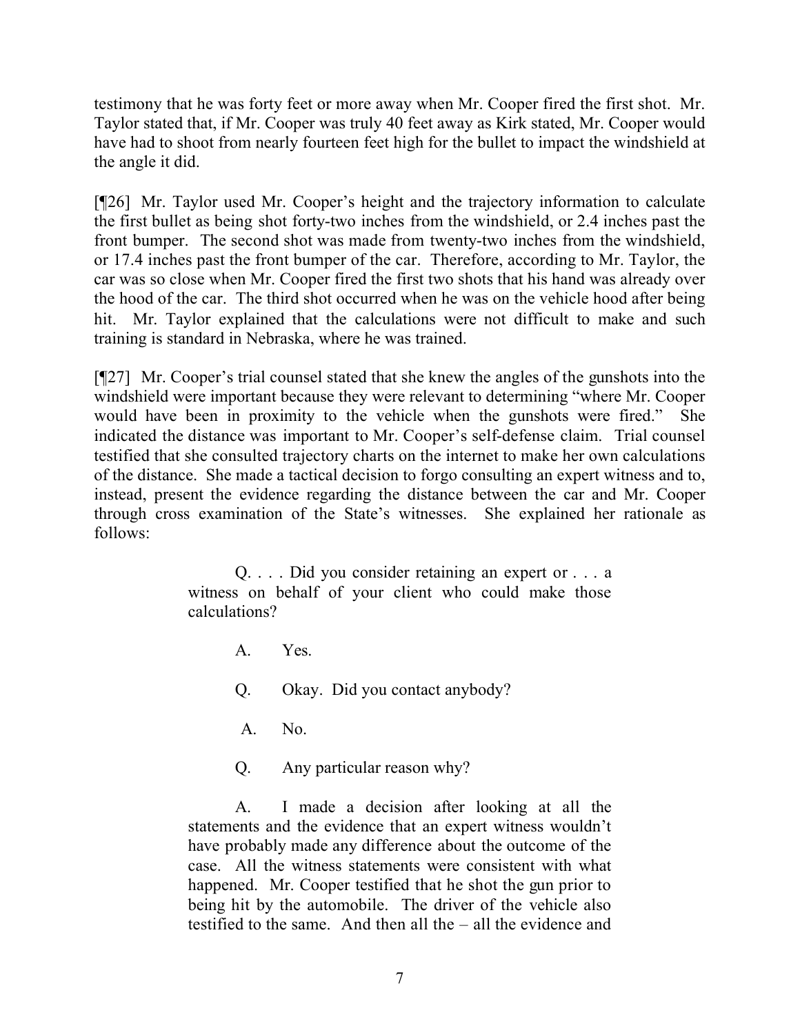testimony that he was forty feet or more away when Mr. Cooper fired the first shot. Mr. Taylor stated that, if Mr. Cooper was truly 40 feet away as Kirk stated, Mr. Cooper would have had to shoot from nearly fourteen feet high for the bullet to impact the windshield at the angle it did.

[¶26] Mr. Taylor used Mr. Cooper's height and the trajectory information to calculate the first bullet as being shot forty-two inches from the windshield, or 2.4 inches past the front bumper. The second shot was made from twenty-two inches from the windshield, or 17.4 inches past the front bumper of the car. Therefore, according to Mr. Taylor, the car was so close when Mr. Cooper fired the first two shots that his hand was already over the hood of the car. The third shot occurred when he was on the vehicle hood after being hit. Mr. Taylor explained that the calculations were not difficult to make and such training is standard in Nebraska, where he was trained.

[¶27] Mr. Cooper's trial counsel stated that she knew the angles of the gunshots into the windshield were important because they were relevant to determining "where Mr. Cooper would have been in proximity to the vehicle when the gunshots were fired." She indicated the distance was important to Mr. Cooper's self-defense claim. Trial counsel testified that she consulted trajectory charts on the internet to make her own calculations of the distance. She made a tactical decision to forgo consulting an expert witness and to, instead, present the evidence regarding the distance between the car and Mr. Cooper through cross examination of the State's witnesses. She explained her rationale as follows:

> Q. . . . Did you consider retaining an expert or . . . a witness on behalf of your client who could make those calculations?
>
> A. Yes.
>
> Q. Okay. Did you contact anybody?
>
> A. No.
>
> Q. Any particular reason why?
>
> A. I made a decision after looking at all the statements and the evidence that an expert witness wouldn't have probably made any difference about the outcome of the case. All the witness statements were consistent with what happened. Mr. Cooper testified that he shot the gun prior to being hit by the automobile. The driver of the vehicle also testified to the same. And then all the – all the evidence and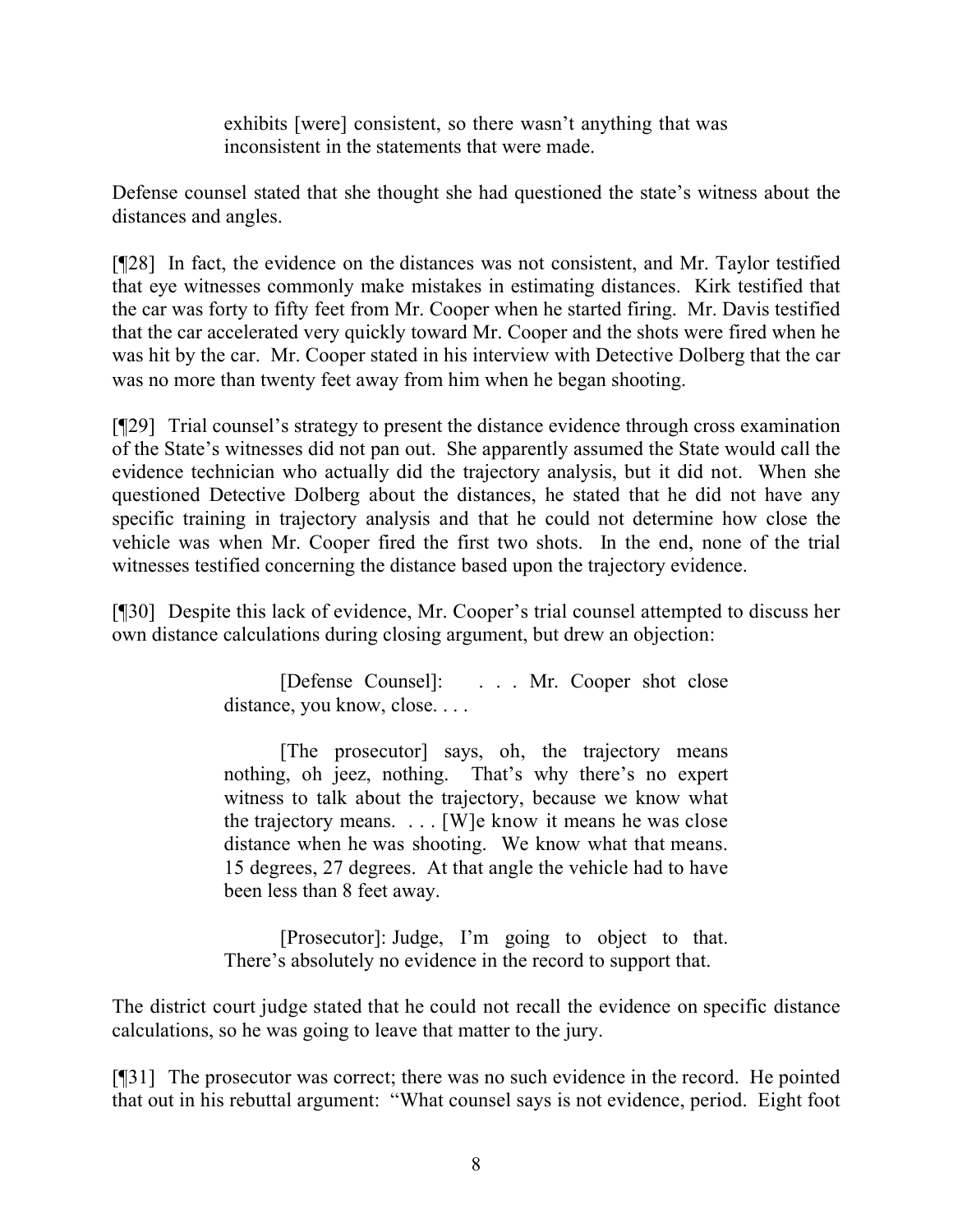> exhibits [were] consistent, so there wasn't anything that was inconsistent in the statements that were made.

Defense counsel stated that she thought she had questioned the state's witness about the distances and angles.

[¶28] In fact, the evidence on the distances was not consistent, and Mr. Taylor testified that eye witnesses commonly make mistakes in estimating distances. Kirk testified that the car was forty to fifty feet from Mr. Cooper when he started firing. Mr. Davis testified that the car accelerated very quickly toward Mr. Cooper and the shots were fired when he was hit by the car. Mr. Cooper stated in his interview with Detective Dolberg that the car was no more than twenty feet away from him when he began shooting.

[¶29] Trial counsel's strategy to present the distance evidence through cross examination of the State's witnesses did not pan out. She apparently assumed the State would call the evidence technician who actually did the trajectory analysis, but it did not. When she questioned Detective Dolberg about the distances, he stated that he did not have any specific training in trajectory analysis and that he could not determine how close the vehicle was when Mr. Cooper fired the first two shots. In the end, none of the trial witnesses testified concerning the distance based upon the trajectory evidence.

[¶30] Despite this lack of evidence, Mr. Cooper's trial counsel attempted to discuss her own distance calculations during closing argument, but drew an objection:

> [Defense Counsel]: . . . Mr. Cooper shot close distance, you know, close. . . .
>
> [The prosecutor] says, oh, the trajectory means nothing, oh jeez, nothing. That's why there's no expert witness to talk about the trajectory, because we know what the trajectory means. . . . [W]e know it means he was close distance when he was shooting. We know what that means. 15 degrees, 27 degrees. At that angle the vehicle had to have been less than 8 feet away.
>
> [Prosecutor]: Judge, I'm going to object to that. There's absolutely no evidence in the record to support that.

The district court judge stated that he could not recall the evidence on specific distance calculations, so he was going to leave that matter to the jury.

[¶31] The prosecutor was correct; there was no such evidence in the record. He pointed that out in his rebuttal argument: "What counsel says is not evidence, period. Eight foot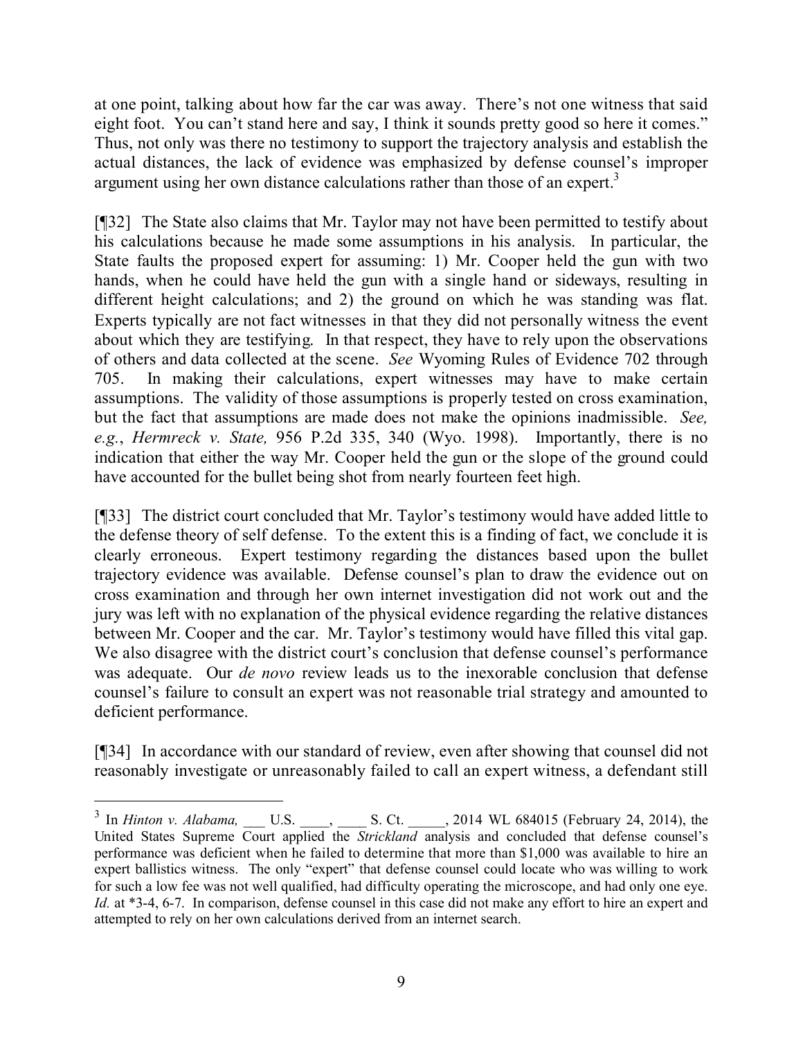at one point, talking about how far the car was away. There's not one witness that said eight foot. You can't stand here and say, I think it sounds pretty good so here it comes." Thus, not only was there no testimony to support the trajectory analysis and establish the actual distances, the lack of evidence was emphasized by defense counsel's improper argument using her own distance calculations rather than those of an expert.[3]

[¶32] The State also claims that Mr. Taylor may not have been permitted to testify about his calculations because he made some assumptions in his analysis. In particular, the State faults the proposed expert for assuming: 1) Mr. Cooper held the gun with two hands, when he could have held the gun with a single hand or sideways, resulting in different height calculations; and 2) the ground on which he was standing was flat. Experts typically are not fact witnesses in that they did not personally witness the event about which they are testifying. In that respect, they have to rely upon the observations of others and data collected at the scene. *See* Wyoming Rules of Evidence 702 through 705. In making their calculations, expert witnesses may have to make certain assumptions. The validity of those assumptions is properly tested on cross examination, but the fact that assumptions are made does not make the opinions inadmissible. *See, e.g.*, *Hermreck v. State,* 956 P.2d 335, 340 (Wyo. 1998). Importantly, there is no indication that either the way Mr. Cooper held the gun or the slope of the ground could have accounted for the bullet being shot from nearly fourteen feet high.

[¶33] The district court concluded that Mr. Taylor's testimony would have added little to the defense theory of self defense. To the extent this is a finding of fact, we conclude it is clearly erroneous. Expert testimony regarding the distances based upon the bullet trajectory evidence was available. Defense counsel's plan to draw the evidence out on cross examination and through her own internet investigation did not work out and the jury was left with no explanation of the physical evidence regarding the relative distances between Mr. Cooper and the car. Mr. Taylor's testimony would have filled this vital gap. We also disagree with the district court's conclusion that defense counsel's performance was adequate. Our *de novo* review leads us to the inexorable conclusion that defense counsel's failure to consult an expert was not reasonable trial strategy and amounted to deficient performance.

[¶34] In accordance with our standard of review, even after showing that counsel did not reasonably investigate or unreasonably failed to call an expert witness, a defendant still

---

[3] In *Hinton v. Alabama,* ___ U.S. ____, ____ S. Ct. _____, 2014 WL 684015 (February 24, 2014), the United States Supreme Court applied the *Strickland* analysis and concluded that defense counsel's performance was deficient when he failed to determine that more than $1,000 was available to hire an expert ballistics witness. The only "expert" that defense counsel could locate who was willing to work for such a low fee was not well qualified, had difficulty operating the microscope, and had only one eye. *Id.* at *3-4, 6-7. In comparison, defense counsel in this case did not make any effort to hire an expert and attempted to rely on her own calculations derived from an internet search.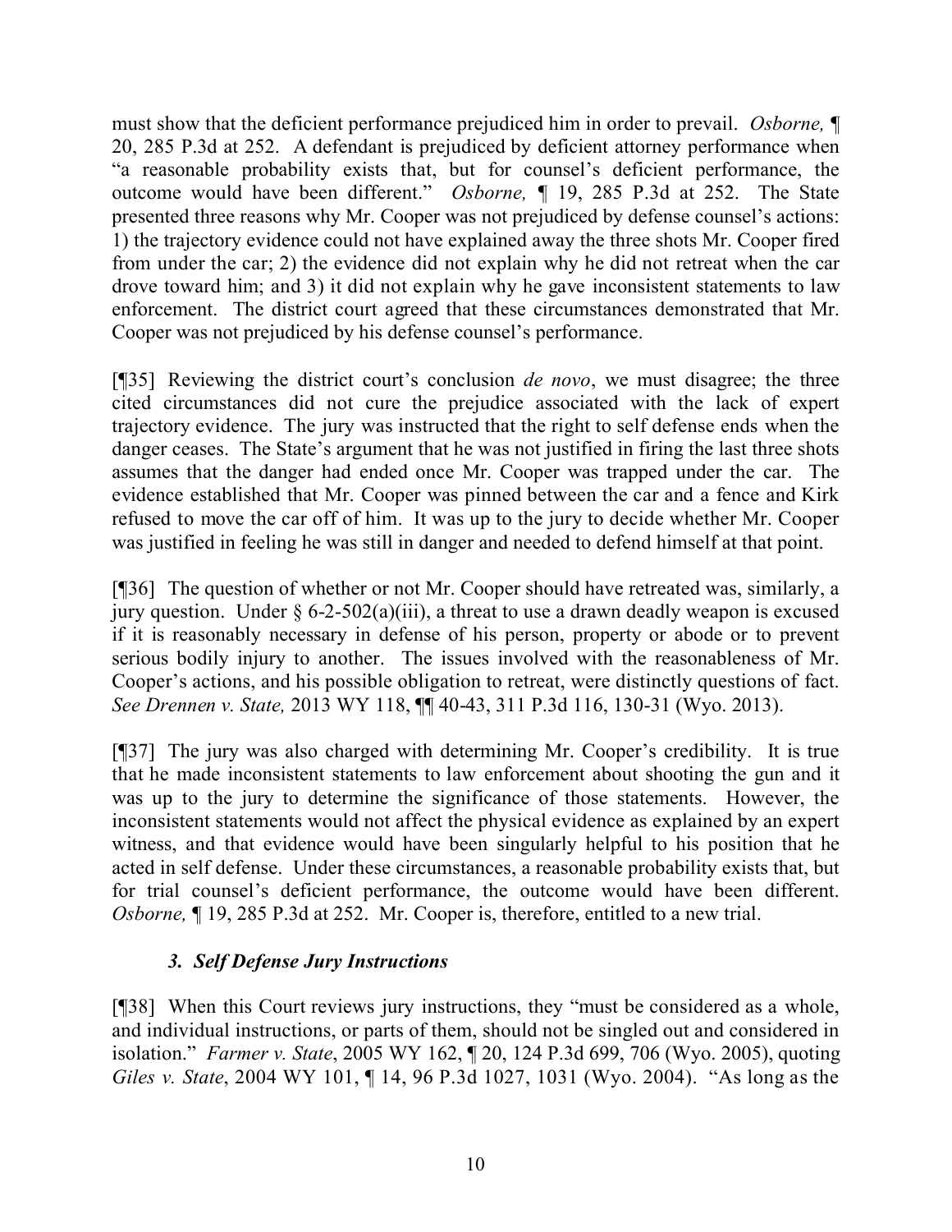must show that the deficient performance prejudiced him in order to prevail. *Osborne,* ¶ 20, 285 P.3d at 252. A defendant is prejudiced by deficient attorney performance when "a reasonable probability exists that, but for counsel's deficient performance, the outcome would have been different." *Osborne,* ¶ 19, 285 P.3d at 252. The State presented three reasons why Mr. Cooper was not prejudiced by defense counsel's actions: 1) the trajectory evidence could not have explained away the three shots Mr. Cooper fired from under the car; 2) the evidence did not explain why he did not retreat when the car drove toward him; and 3) it did not explain why he gave inconsistent statements to law enforcement. The district court agreed that these circumstances demonstrated that Mr. Cooper was not prejudiced by his defense counsel's performance.

[¶35] Reviewing the district court's conclusion *de novo*, we must disagree; the three cited circumstances did not cure the prejudice associated with the lack of expert trajectory evidence. The jury was instructed that the right to self defense ends when the danger ceases. The State's argument that he was not justified in firing the last three shots assumes that the danger had ended once Mr. Cooper was trapped under the car. The evidence established that Mr. Cooper was pinned between the car and a fence and Kirk refused to move the car off of him. It was up to the jury to decide whether Mr. Cooper was justified in feeling he was still in danger and needed to defend himself at that point.

[¶36] The question of whether or not Mr. Cooper should have retreated was, similarly, a jury question. Under § 6-2-502(a)(iii), a threat to use a drawn deadly weapon is excused if it is reasonably necessary in defense of his person, property or abode or to prevent serious bodily injury to another. The issues involved with the reasonableness of Mr. Cooper's actions, and his possible obligation to retreat, were distinctly questions of fact. *See Drennen v. State,* 2013 WY 118, ¶¶ 40-43, 311 P.3d 116, 130-31 (Wyo. 2013).

[¶37] The jury was also charged with determining Mr. Cooper's credibility. It is true that he made inconsistent statements to law enforcement about shooting the gun and it was up to the jury to determine the significance of those statements. However, the inconsistent statements would not affect the physical evidence as explained by an expert witness, and that evidence would have been singularly helpful to his position that he acted in self defense. Under these circumstances, a reasonable probability exists that, but for trial counsel's deficient performance, the outcome would have been different. *Osborne,* ¶ 19, 285 P.3d at 252. Mr. Cooper is, therefore, entitled to a new trial.

### *3. Self Defense Jury Instructions*

[¶38] When this Court reviews jury instructions, they "must be considered as a whole, and individual instructions, or parts of them, should not be singled out and considered in isolation." *Farmer v. State*, 2005 WY 162, ¶ 20, 124 P.3d 699, 706 (Wyo. 2005), quoting *Giles v. State*, 2004 WY 101, ¶ 14, 96 P.3d 1027, 1031 (Wyo. 2004). "As long as the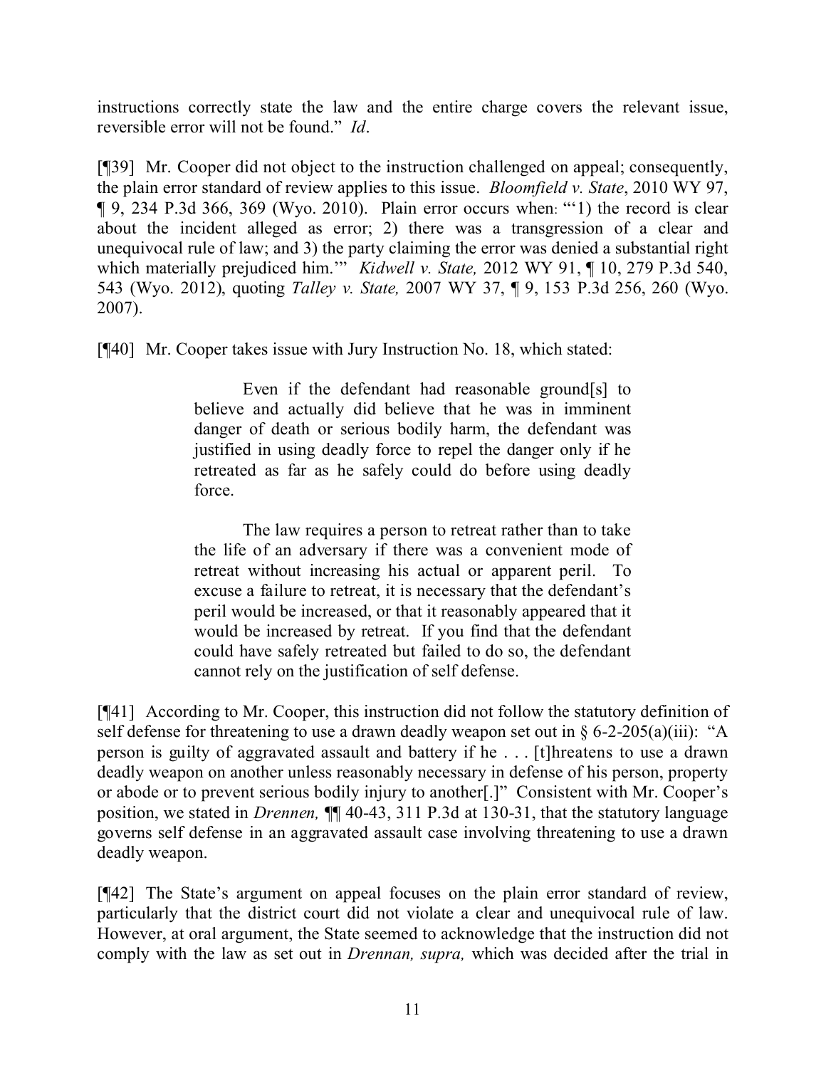instructions correctly state the law and the entire charge covers the relevant issue, reversible error will not be found." *Id*.

[¶39] Mr. Cooper did not object to the instruction challenged on appeal; consequently, the plain error standard of review applies to this issue. *Bloomfield v. State*, 2010 WY 97, ¶ 9, 234 P.3d 366, 369 (Wyo. 2010). Plain error occurs when: "'1) the record is clear about the incident alleged as error; 2) there was a transgression of a clear and unequivocal rule of law; and 3) the party claiming the error was denied a substantial right which materially prejudiced him.'" *Kidwell v. State,* 2012 WY 91, ¶ 10, 279 P.3d 540, 543 (Wyo. 2012), quoting *Talley v. State,* 2007 WY 37, ¶ 9, 153 P.3d 256, 260 (Wyo. 2007).

[¶40] Mr. Cooper takes issue with Jury Instruction No. 18, which stated:

> Even if the defendant had reasonable ground[s] to believe and actually did believe that he was in imminent danger of death or serious bodily harm, the defendant was justified in using deadly force to repel the danger only if he retreated as far as he safely could do before using deadly force.
>
> The law requires a person to retreat rather than to take the life of an adversary if there was a convenient mode of retreat without increasing his actual or apparent peril. To excuse a failure to retreat, it is necessary that the defendant's peril would be increased, or that it reasonably appeared that it would be increased by retreat. If you find that the defendant could have safely retreated but failed to do so, the defendant cannot rely on the justification of self defense.

[¶41] According to Mr. Cooper, this instruction did not follow the statutory definition of self defense for threatening to use a drawn deadly weapon set out in § 6-2-205(a)(iii): "A person is guilty of aggravated assault and battery if he . . . [t]hreatens to use a drawn deadly weapon on another unless reasonably necessary in defense of his person, property or abode or to prevent serious bodily injury to another[.]" Consistent with Mr. Cooper's position, we stated in *Drennen,* ¶¶ 40-43, 311 P.3d at 130-31, that the statutory language governs self defense in an aggravated assault case involving threatening to use a drawn deadly weapon.

[¶42] The State's argument on appeal focuses on the plain error standard of review, particularly that the district court did not violate a clear and unequivocal rule of law. However, at oral argument, the State seemed to acknowledge that the instruction did not comply with the law as set out in *Drennan, supra,* which was decided after the trial in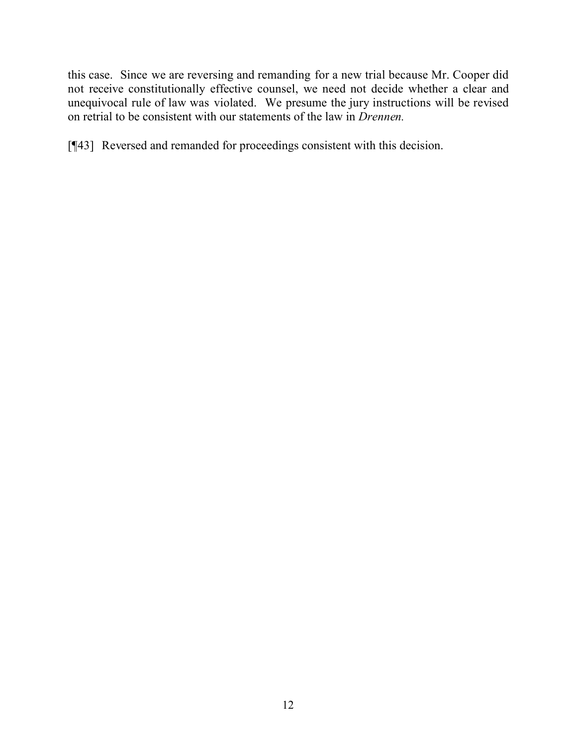this case. Since we are reversing and remanding for a new trial because Mr. Cooper did not receive constitutionally effective counsel, we need not decide whether a clear and unequivocal rule of law was violated. We presume the jury instructions will be revised on retrial to be consistent with our statements of the law in *Drennen.*

[¶43] Reversed and remanded for proceedings consistent with this decision.